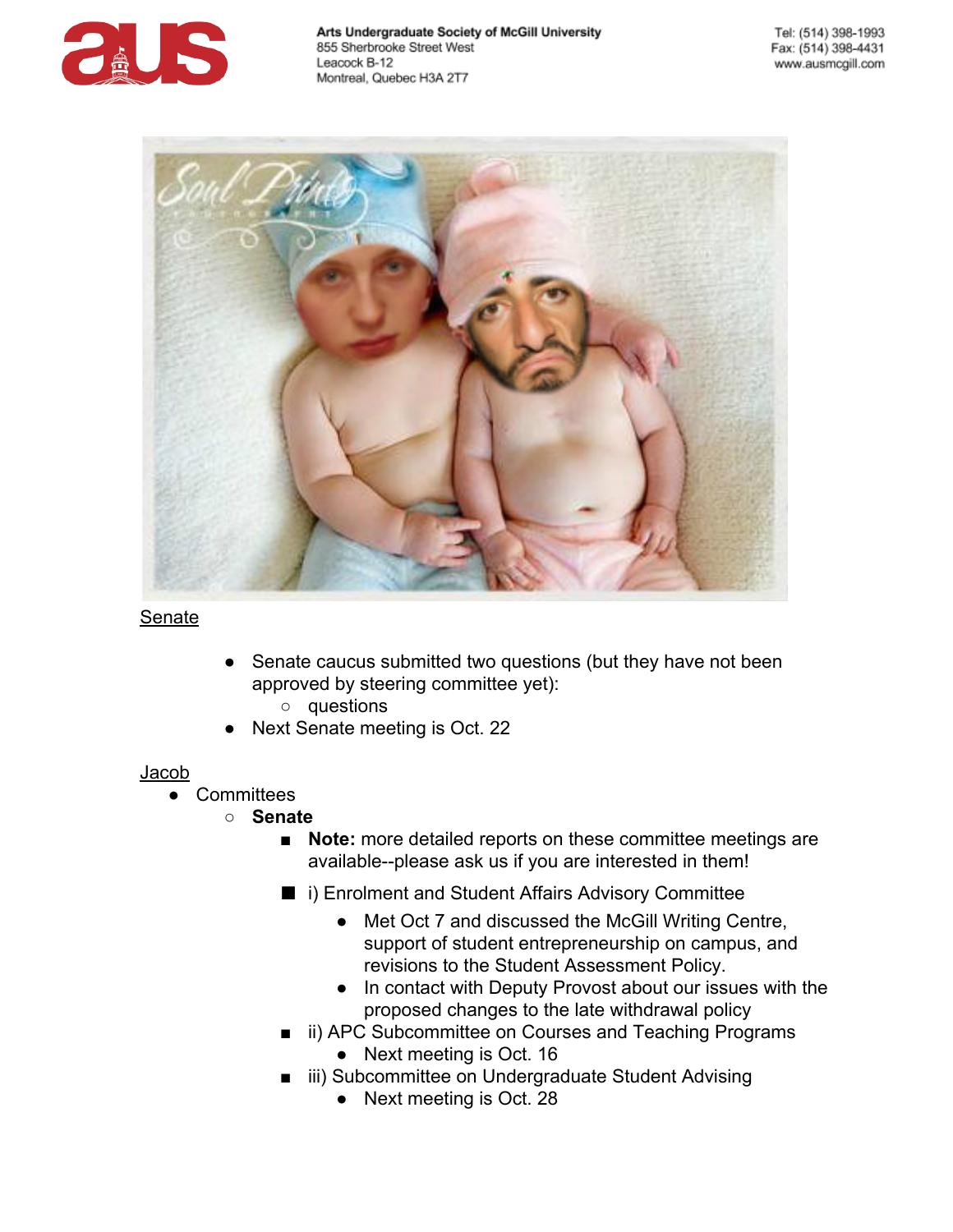Arts Undergraduate Society of McGill University
855 Sherbrooke Street West
Leacock B-12
Montreal, Quebec H3A 2T7

Tel: (514) 398-1993
Fax: (514) 398-4431
www.ausmcgill.com

Senate

- Senate caucus submitted two questions (but they have not been approved by steering committee yet):
  - questions
- Next Senate meeting is Oct. 22

Jacob

- Committees
  - **Senate**
    - **Note:** more detailed reports on these committee meetings are available--please ask us if you are interested in them!
    - i) Enrolment and Student Affairs Advisory Committee
      - Met Oct 7 and discussed the McGill Writing Centre, support of student entrepreneurship on campus, and revisions to the Student Assessment Policy.
      - In contact with Deputy Provost about our issues with the proposed changes to the late withdrawal policy
    - ii) APC Subcommittee on Courses and Teaching Programs
      - Next meeting is Oct. 16
    - iii) Subcommittee on Undergraduate Student Advising
      - Next meeting is Oct. 28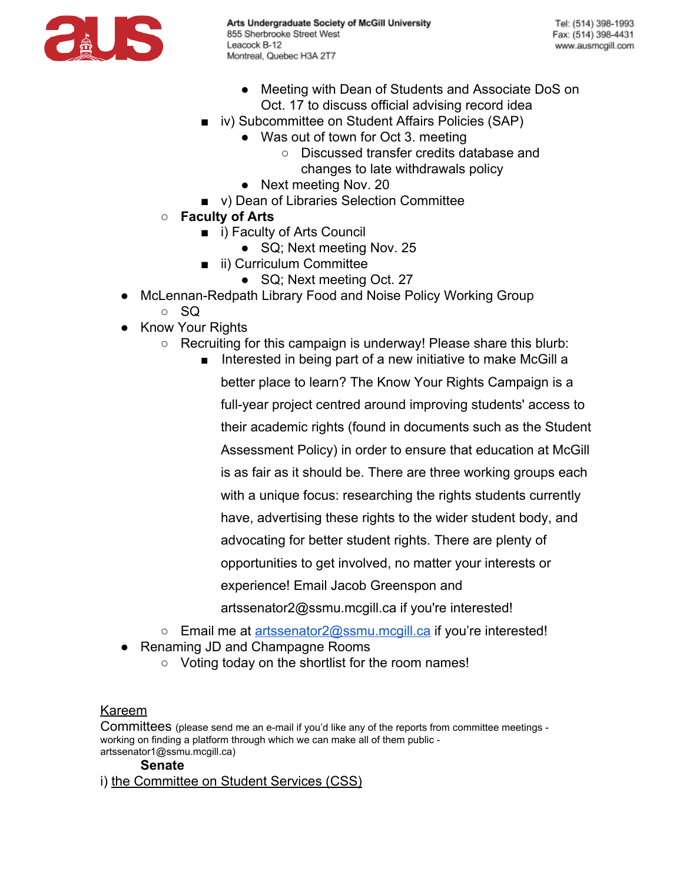- Meeting with Dean of Students and Associate DoS on Oct. 17 to discuss official advising record idea
        - iv) Subcommittee on Student Affairs Policies (SAP)
            - Was out of town for Oct 3. meeting
                - Discussed transfer credits database and changes to late withdrawals policy
            - Next meeting Nov. 20
        - v) Dean of Libraries Selection Committee
    - **Faculty of Arts**
        - i) Faculty of Arts Council
            - SQ; Next meeting Nov. 25
        - ii) Curriculum Committee
            - SQ; Next meeting Oct. 27
- McLennan-Redpath Library Food and Noise Policy Working Group
    - SQ
- Know Your Rights
    - Recruiting for this campaign is underway! Please share this blurb:
        - Interested in being part of a new initiative to make McGill a better place to learn? The Know Your Rights Campaign is a full-year project centred around improving students' access to their academic rights (found in documents such as the Student Assessment Policy) in order to ensure that education at McGill is as fair as it should be. There are three working groups each with a unique focus: researching the rights students currently have, advertising these rights to the wider student body, and advocating for better student rights. There are plenty of opportunities to get involved, no matter your interests or experience! Email Jacob Greenspon and artssenator2@ssmu.mcgill.ca if you're interested!
    - Email me at artssenator2@ssmu.mcgill.ca if you're interested!
- Renaming JD and Champagne Rooms
    - Voting today on the shortlist for the room names!

Kareem

Committees (please send me an e-mail if you'd like any of the reports from committee meetings - working on finding a platform through which we can make all of them public - artssenator1@ssmu.mcgill.ca)

**Senate**

i) the Committee on Student Services (CSS)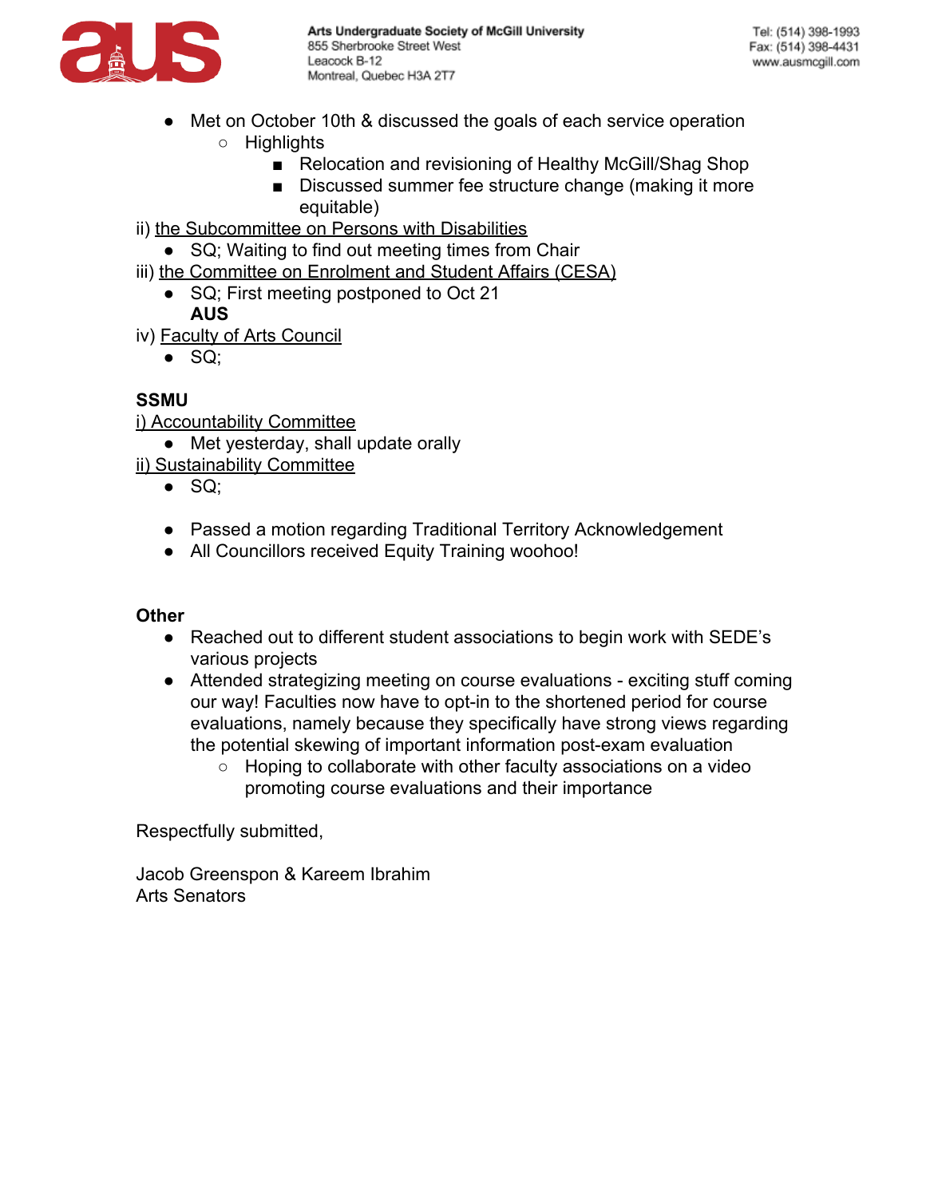- Met on October 10th & discussed the goals of each service operation
  - Highlights
    - Relocation and revisioning of Healthy McGill/Shag Shop
    - Discussed summer fee structure change (making it more equitable)

ii) the Subcommittee on Persons with Disabilities

- SQ; Waiting to find out meeting times from Chair

iii) the Committee on Enrolment and Student Affairs (CESA)

- SQ; First meeting postponed to Oct 21

**AUS**

iv) Faculty of Arts Council

- SQ;

**SSMU**

i) Accountability Committee

- Met yesterday, shall update orally

ii) Sustainability Committee

- SQ;

- Passed a motion regarding Traditional Territory Acknowledgement
- All Councillors received Equity Training woohoo!

**Other**

- Reached out to different student associations to begin work with SEDE's various projects
- Attended strategizing meeting on course evaluations - exciting stuff coming our way! Faculties now have to opt-in to the shortened period for course evaluations, namely because they specifically have strong views regarding the potential skewing of important information post-exam evaluation
  - Hoping to collaborate with other faculty associations on a video promoting course evaluations and their importance

Respectfully submitted,

Jacob Greenspon & Kareem Ibrahim
Arts Senators